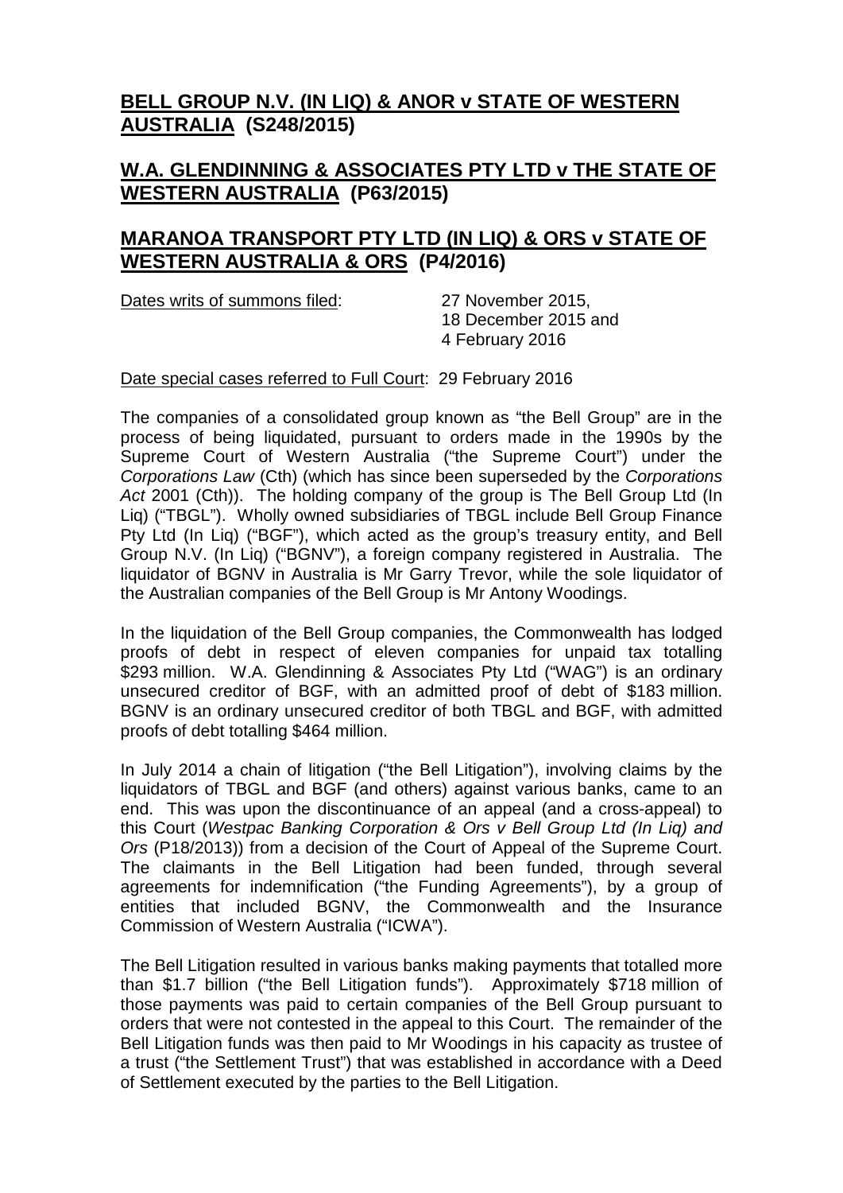# BELL GROUP N.V. (IN LIQ) & ANOR v STATE OF WESTERN AUSTRALIA (S248/2015)

# W.A. GLENDINNING & ASSOCIATES PTY LTD v THE STATE OF WESTERN AUSTRALIA (P63/2015)

# MARANOA TRANSPORT PTY LTD (IN LIQ) & ORS v STATE OF WESTERN AUSTRALIA & ORS (P4/2016)

Dates writs of summons filed: 27 November 2015, 18 December 2015 and 4 February 2016

Date special cases referred to Full Court: 29 February 2016

The companies of a consolidated group known as "the Bell Group" are in the process of being liquidated, pursuant to orders made in the 1990s by the Supreme Court of Western Australia ("the Supreme Court") under the *Corporations Law* (Cth) (which has since been superseded by the *Corporations Act* 2001 (Cth)). The holding company of the group is The Bell Group Ltd (In Liq) ("TBGL"). Wholly owned subsidiaries of TBGL include Bell Group Finance Pty Ltd (In Liq) ("BGF"), which acted as the group's treasury entity, and Bell Group N.V. (In Liq) ("BGNV"), a foreign company registered in Australia. The liquidator of BGNV in Australia is Mr Garry Trevor, while the sole liquidator of the Australian companies of the Bell Group is Mr Antony Woodings.

In the liquidation of the Bell Group companies, the Commonwealth has lodged proofs of debt in respect of eleven companies for unpaid tax totalling \$293 million. W.A. Glendinning & Associates Pty Ltd ("WAG") is an ordinary unsecured creditor of BGF, with an admitted proof of debt of \$183 million. BGNV is an ordinary unsecured creditor of both TBGL and BGF, with admitted proofs of debt totalling \$464 million.

In July 2014 a chain of litigation ("the Bell Litigation"), involving claims by the liquidators of TBGL and BGF (and others) against various banks, came to an end. This was upon the discontinuance of an appeal (and a cross-appeal) to this Court (*Westpac Banking Corporation & Ors v Bell Group Ltd (In Liq) and Ors* (P18/2013)) from a decision of the Court of Appeal of the Supreme Court. The claimants in the Bell Litigation had been funded, through several agreements for indemnification ("the Funding Agreements"), by a group of entities that included BGNV, the Commonwealth and the Insurance Commission of Western Australia ("ICWA").

The Bell Litigation resulted in various banks making payments that totalled more than \$1.7 billion ("the Bell Litigation funds"). Approximately \$718 million of those payments was paid to certain companies of the Bell Group pursuant to orders that were not contested in the appeal to this Court. The remainder of the Bell Litigation funds was then paid to Mr Woodings in his capacity as trustee of a trust ("the Settlement Trust") that was established in accordance with a Deed of Settlement executed by the parties to the Bell Litigation.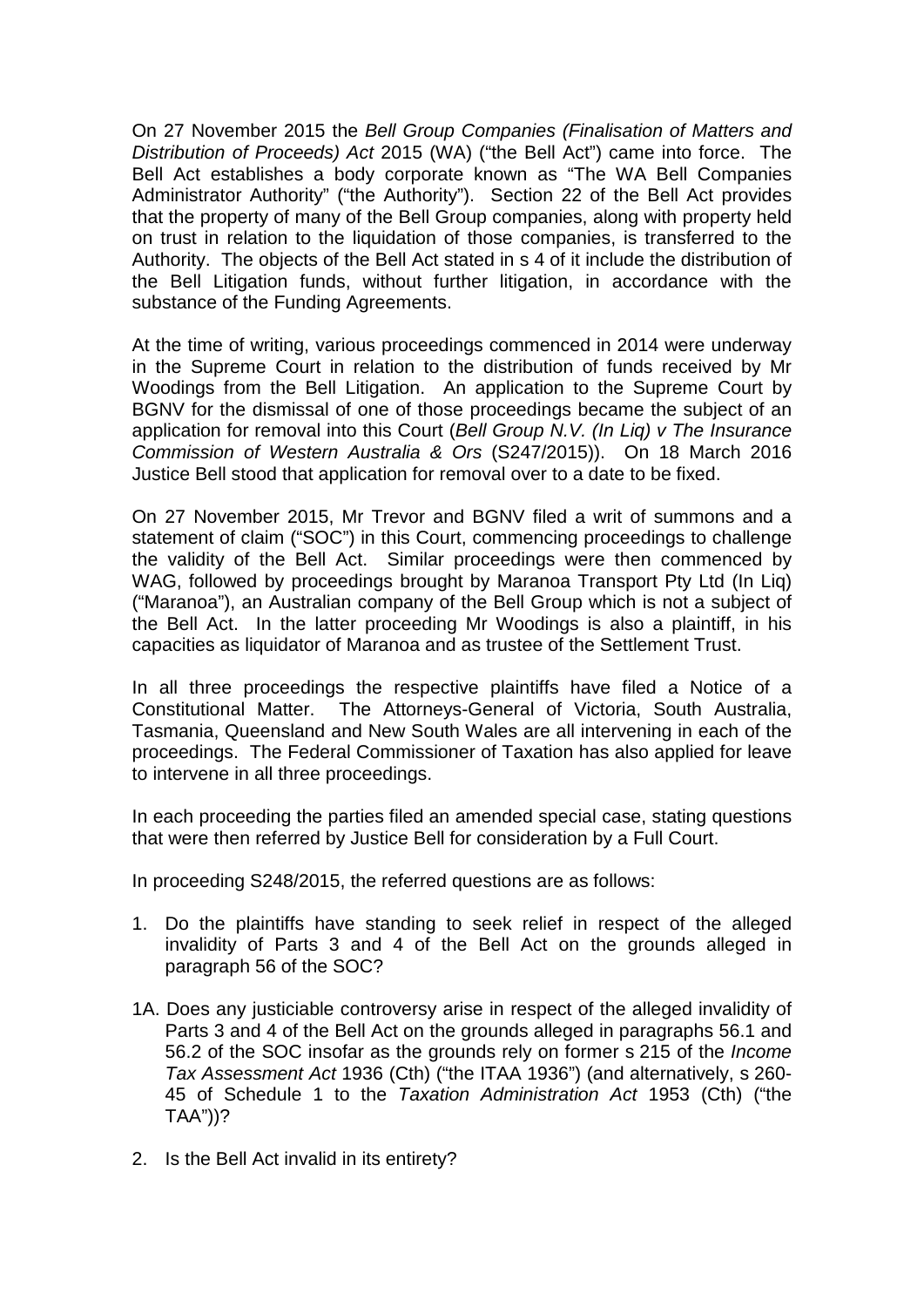On 27 November 2015 the *Bell Group Companies (Finalisation of Matters and Distribution of Proceeds) Act* 2015 (WA) ("the Bell Act") came into force. The Bell Act establishes a body corporate known as "The WA Bell Companies Administrator Authority" ("the Authority"). Section 22 of the Bell Act provides that the property of many of the Bell Group companies, along with property held on trust in relation to the liquidation of those companies, is transferred to the Authority. The objects of the Bell Act stated in s 4 of it include the distribution of the Bell Litigation funds, without further litigation, in accordance with the substance of the Funding Agreements.

At the time of writing, various proceedings commenced in 2014 were underway in the Supreme Court in relation to the distribution of funds received by Mr Woodings from the Bell Litigation. An application to the Supreme Court by BGNV for the dismissal of one of those proceedings became the subject of an application for removal into this Court (*Bell Group N.V. (In Liq) v The Insurance Commission of Western Australia & Ors* (S247/2015)). On 18 March 2016 Justice Bell stood that application for removal over to a date to be fixed.

On 27 November 2015, Mr Trevor and BGNV filed a writ of summons and a statement of claim ("SOC") in this Court, commencing proceedings to challenge the validity of the Bell Act. Similar proceedings were then commenced by WAG, followed by proceedings brought by Maranoa Transport Pty Ltd (In Liq) ("Maranoa"), an Australian company of the Bell Group which is not a subject of the Bell Act. In the latter proceeding Mr Woodings is also a plaintiff, in his capacities as liquidator of Maranoa and as trustee of the Settlement Trust.

In all three proceedings the respective plaintiffs have filed a Notice of a Constitutional Matter. The Attorneys-General of Victoria, South Australia, Tasmania, Queensland and New South Wales are all intervening in each of the proceedings. The Federal Commissioner of Taxation has also applied for leave to intervene in all three proceedings.

In each proceeding the parties filed an amended special case, stating questions that were then referred by Justice Bell for consideration by a Full Court.

In proceeding S248/2015, the referred questions are as follows:

1. Do the plaintiffs have standing to seek relief in respect of the alleged invalidity of Parts 3 and 4 of the Bell Act on the grounds alleged in paragraph 56 of the SOC?

1A. Does any justiciable controversy arise in respect of the alleged invalidity of Parts 3 and 4 of the Bell Act on the grounds alleged in paragraphs 56.1 and 56.2 of the SOC insofar as the grounds rely on former s 215 of the *Income Tax Assessment Act* 1936 (Cth) ("the ITAA 1936") (and alternatively, s 260-45 of Schedule 1 to the *Taxation Administration Act* 1953 (Cth) ("the TAA"))?

2. Is the Bell Act invalid in its entirety?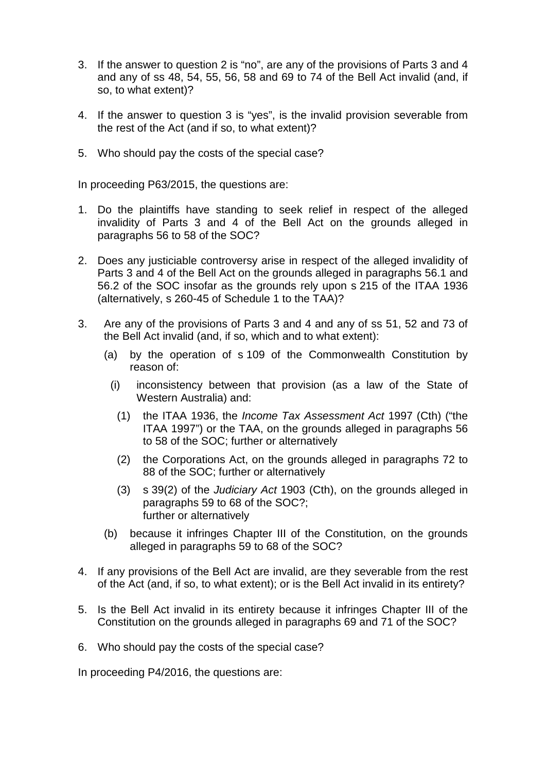3. If the answer to question 2 is "no", are any of the provisions of Parts 3 and 4 and any of ss 48, 54, 55, 56, 58 and 69 to 74 of the Bell Act invalid (and, if so, to what extent)?

4. If the answer to question 3 is "yes", is the invalid provision severable from the rest of the Act (and if so, to what extent)?

5. Who should pay the costs of the special case?

In proceeding P63/2015, the questions are:

1. Do the plaintiffs have standing to seek relief in respect of the alleged invalidity of Parts 3 and 4 of the Bell Act on the grounds alleged in paragraphs 56 to 58 of the SOC?

2. Does any justiciable controversy arise in respect of the alleged invalidity of Parts 3 and 4 of the Bell Act on the grounds alleged in paragraphs 56.1 and 56.2 of the SOC insofar as the grounds rely upon s 215 of the ITAA 1936 (alternatively, s 260-45 of Schedule 1 to the TAA)?

3. Are any of the provisions of Parts 3 and 4 and any of ss 51, 52 and 73 of the Bell Act invalid (and, if so, which and to what extent):

   (a) by the operation of s 109 of the Commonwealth Constitution by reason of:

      (i) inconsistency between that provision (as a law of the State of Western Australia) and:

         (1) the ITAA 1936, the *Income Tax Assessment Act* 1997 (Cth) ("the ITAA 1997") or the TAA, on the grounds alleged in paragraphs 56 to 58 of the SOC; further or alternatively

         (2) the Corporations Act, on the grounds alleged in paragraphs 72 to 88 of the SOC; further or alternatively

         (3) s 39(2) of the *Judiciary Act* 1903 (Cth), on the grounds alleged in paragraphs 59 to 68 of the SOC?;
         further or alternatively

   (b) because it infringes Chapter III of the Constitution, on the grounds alleged in paragraphs 59 to 68 of the SOC?

4. If any provisions of the Bell Act are invalid, are they severable from the rest of the Act (and, if so, to what extent); or is the Bell Act invalid in its entirety?

5. Is the Bell Act invalid in its entirety because it infringes Chapter III of the Constitution on the grounds alleged in paragraphs 69 and 71 of the SOC?

6. Who should pay the costs of the special case?

In proceeding P4/2016, the questions are: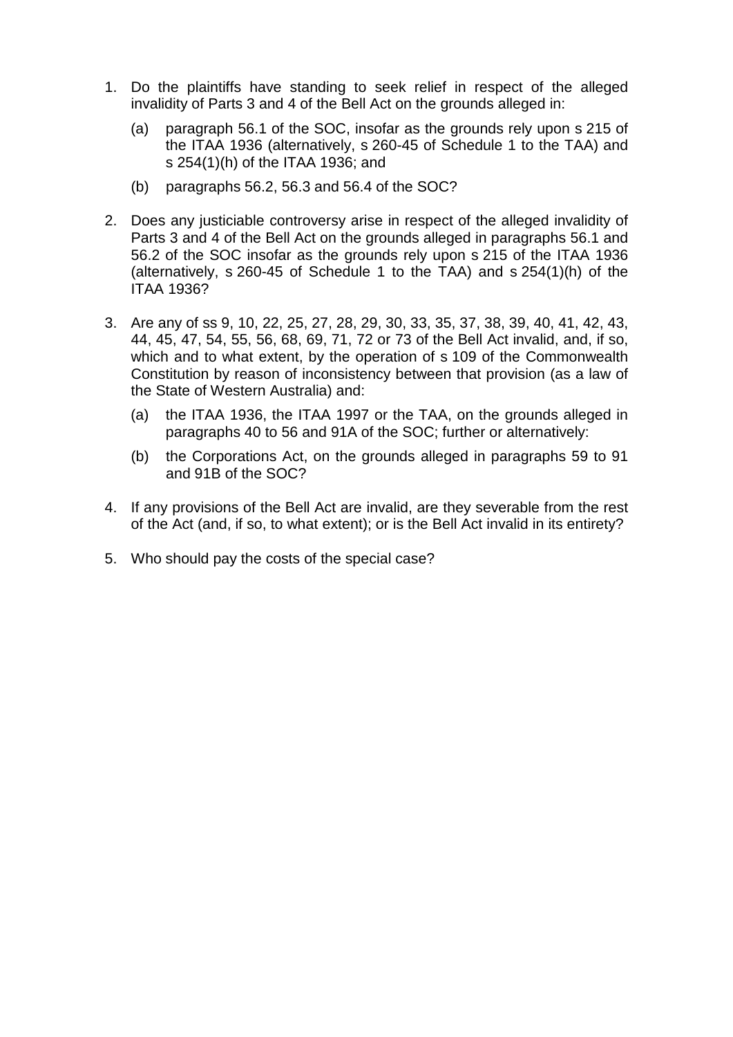1. Do the plaintiffs have standing to seek relief in respect of the alleged invalidity of Parts 3 and 4 of the Bell Act on the grounds alleged in:

   (a) paragraph 56.1 of the SOC, insofar as the grounds rely upon s 215 of the ITAA 1936 (alternatively, s 260-45 of Schedule 1 to the TAA) and s 254(1)(h) of the ITAA 1936; and

   (b) paragraphs 56.2, 56.3 and 56.4 of the SOC?

2. Does any justiciable controversy arise in respect of the alleged invalidity of Parts 3 and 4 of the Bell Act on the grounds alleged in paragraphs 56.1 and 56.2 of the SOC insofar as the grounds rely upon s 215 of the ITAA 1936 (alternatively, s 260-45 of Schedule 1 to the TAA) and s 254(1)(h) of the ITAA 1936?

3. Are any of ss 9, 10, 22, 25, 27, 28, 29, 30, 33, 35, 37, 38, 39, 40, 41, 42, 43, 44, 45, 47, 54, 55, 56, 68, 69, 71, 72 or 73 of the Bell Act invalid, and, if so, which and to what extent, by the operation of s 109 of the Commonwealth Constitution by reason of inconsistency between that provision (as a law of the State of Western Australia) and:

   (a) the ITAA 1936, the ITAA 1997 or the TAA, on the grounds alleged in paragraphs 40 to 56 and 91A of the SOC; further or alternatively:

   (b) the Corporations Act, on the grounds alleged in paragraphs 59 to 91 and 91B of the SOC?

4. If any provisions of the Bell Act are invalid, are they severable from the rest of the Act (and, if so, to what extent); or is the Bell Act invalid in its entirety?

5. Who should pay the costs of the special case?